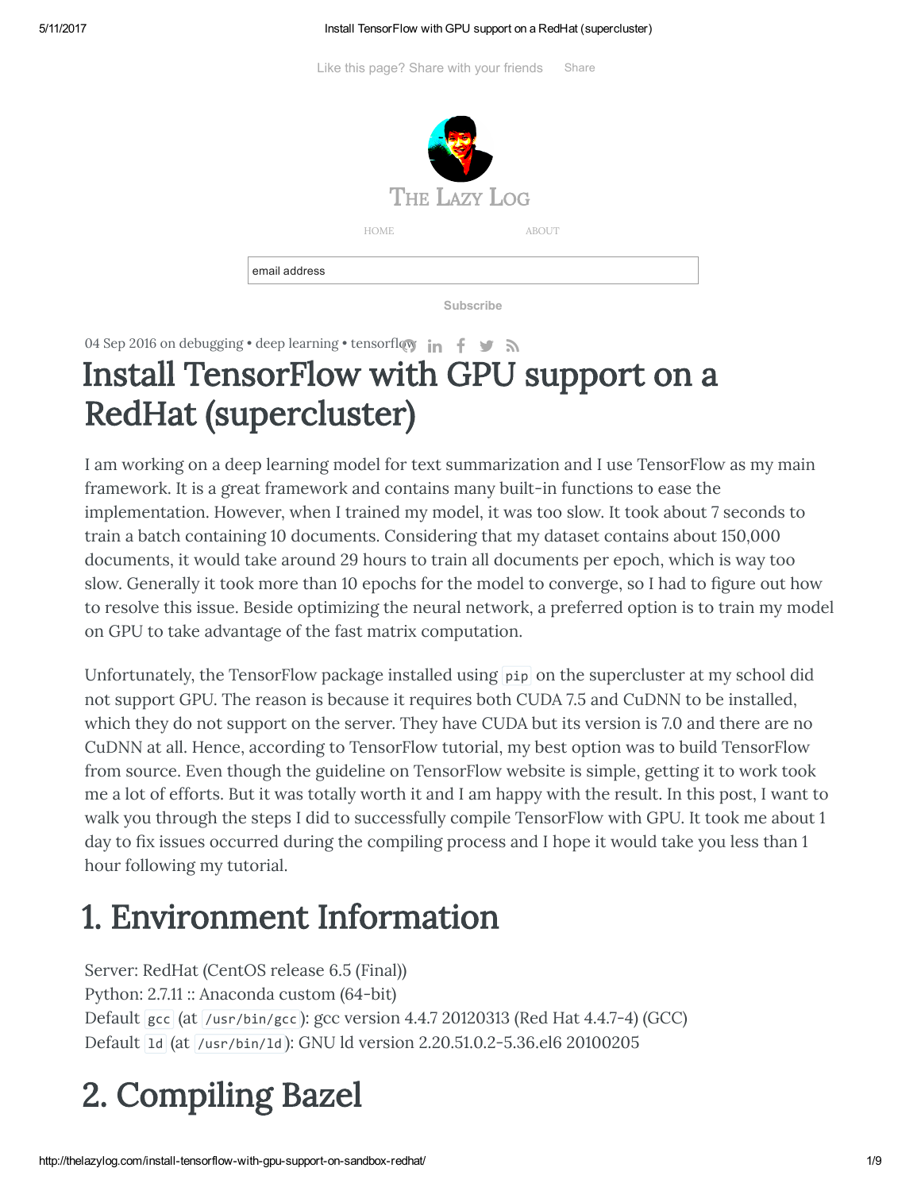Like this page? Share with your friends Share

THE LAZY LOG

HOME ABOUT

email address

Subscribe

04 Sep 2016 on debugging • deep learning • tensorflow

# Install TensorFlow with GPU support on a RedHat (supercluster)

I am working on a deep learning model for text summarization and I use TensorFlow as my main framework. It is a great framework and contains many built-in functions to ease the implementation. However, when I trained my model, it was too slow. It took about 7 seconds to train a batch containing 10 documents. Considering that my dataset contains about 150,000 documents, it would take around 29 hours to train all documents per epoch, which is way too slow. Generally it took more than 10 epochs for the model to converge, so I had to figure out how to resolve this issue. Beside optimizing the neural network, a preferred option is to train my model on GPU to take advantage of the fast matrix computation.

Unfortunately, the TensorFlow package installed using `pip` on the supercluster at my school did not support GPU. The reason is because it requires both CUDA 7.5 and CuDNN to be installed, which they do not support on the server. They have CUDA but its version is 7.0 and there are no CuDNN at all. Hence, according to TensorFlow tutorial, my best option was to build TensorFlow from source. Even though the guideline on TensorFlow website is simple, getting it to work took me a lot of efforts. But it was totally worth it and I am happy with the result. In this post, I want to walk you through the steps I did to successfully compile TensorFlow with GPU. It took me about 1 day to fix issues occurred during the compiling process and I hope it would take you less than 1 hour following my tutorial.

## 1. Environment Information

Server: RedHat (CentOS release 6.5 (Final))
Python: 2.7.11 :: Anaconda custom (64-bit)
Default `gcc` (at `/usr/bin/gcc`): gcc version 4.4.7 20120313 (Red Hat 4.4.7-4) (GCC)
Default `ld` (at `/usr/bin/ld`): GNU ld version 2.20.51.0.2-5.36.el6 20100205

## 2. Compiling Bazel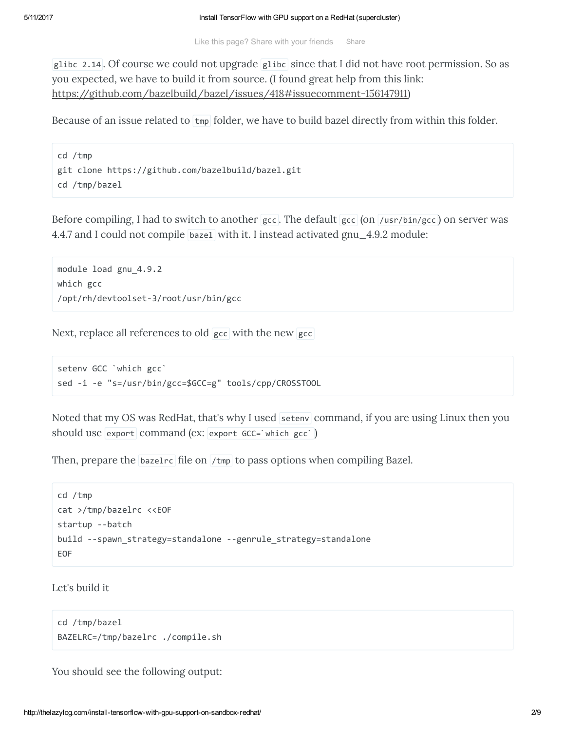`glibc 2.14`. Of course we could not upgrade `glibc` since that I did not have root permission. So as you expected, we have to build it from source. (I found great help from this link: https://github.com/bazelbuild/bazel/issues/418#issuecomment-156147911)

Because of an issue related to `tmp` folder, we have to build bazel directly from within this folder.

```
cd /tmp
git clone https://github.com/bazelbuild/bazel.git
cd /tmp/bazel
```

Before compiling, I had to switch to another `gcc`. The default `gcc` (on `/usr/bin/gcc`) on server was 4.4.7 and I could not compile `bazel` with it. I instead activated gnu_4.9.2 module:

```
module load gnu_4.9.2
which gcc
/opt/rh/devtoolset-3/root/usr/bin/gcc
```

Next, replace all references to old `gcc` with the new `gcc`

```
setenv GCC `which gcc`
sed -i -e "s=/usr/bin/gcc=$GCC=g" tools/cpp/CROSSTOOL
```

Noted that my OS was RedHat, that's why I used `setenv` command, if you are using Linux then you should use `export` command (ex: `export GCC=`which gcc``)

Then, prepare the `bazelrc` file on `/tmp` to pass options when compiling Bazel.

```
cd /tmp
cat >/tmp/bazelrc <<EOF
startup --batch
build --spawn_strategy=standalone --genrule_strategy=standalone
EOF
```

Let's build it

```
cd /tmp/bazel
BAZELRC=/tmp/bazelrc ./compile.sh
```

You should see the following output: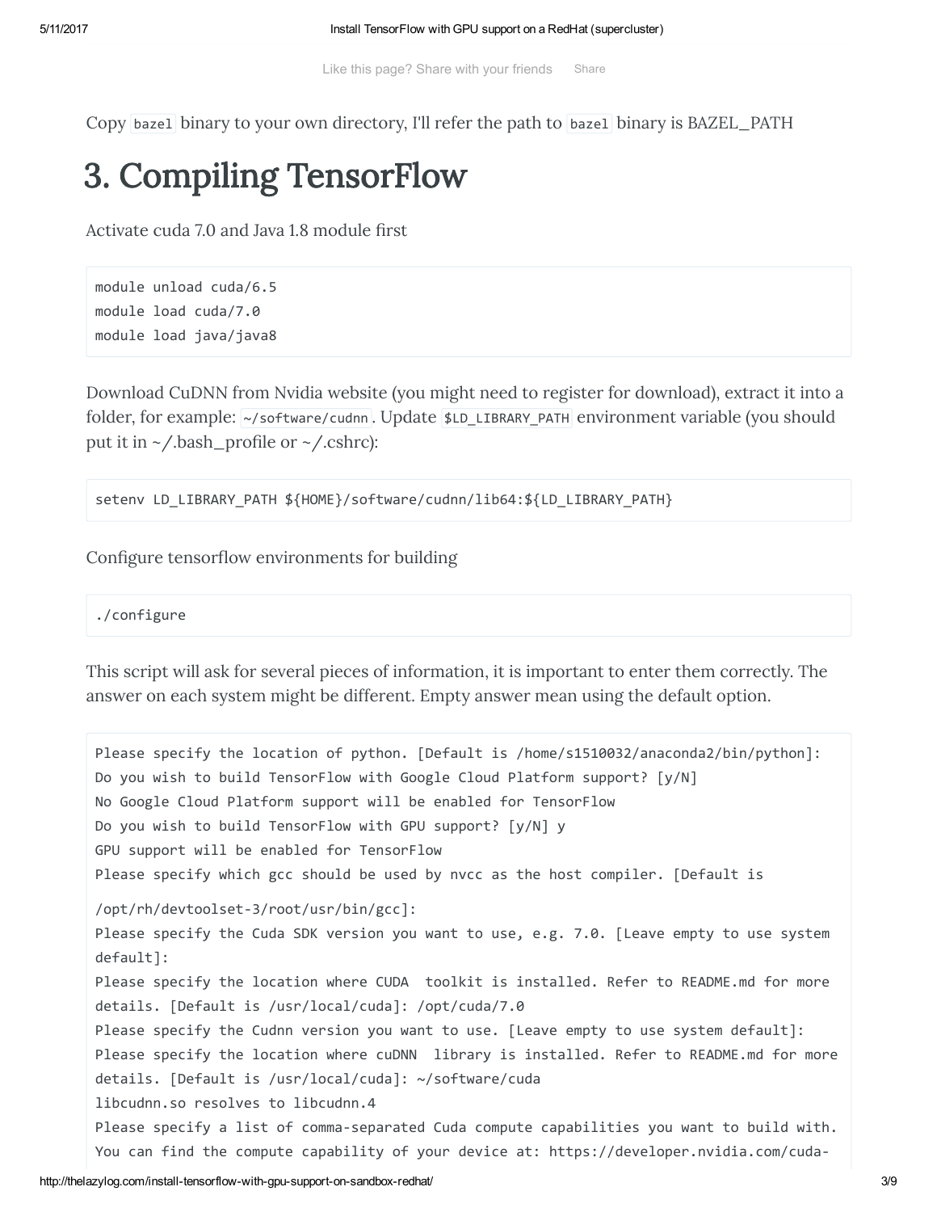Copy `bazel` binary to your own directory, I'll refer the path to `bazel` binary is BAZEL_PATH

# 3. Compiling TensorFlow

Activate cuda 7.0 and Java 1.8 module first

```
module unload cuda/6.5
module load cuda/7.0
module load java/java8
```

Download CuDNN from Nvidia website (you might need to register for download), extract it into a folder, for example: `~/software/cudnn`. Update `$LD_LIBRARY_PATH` environment variable (you should put it in ~/.bash_profile or ~/.cshrc):

```
setenv LD_LIBRARY_PATH ${HOME}/software/cudnn/lib64:${LD_LIBRARY_PATH}
```

Configure tensorflow environments for building

```
./configure
```

This script will ask for several pieces of information, it is important to enter them correctly. The answer on each system might be different. Empty answer mean using the default option.

```
Please specify the location of python. [Default is /home/s1510032/anaconda2/bin/python]:
Do you wish to build TensorFlow with Google Cloud Platform support? [y/N]
No Google Cloud Platform support will be enabled for TensorFlow
Do you wish to build TensorFlow with GPU support? [y/N] y
GPU support will be enabled for TensorFlow
Please specify which gcc should be used by nvcc as the host compiler. [Default is
/opt/rh/devtoolset-3/root/usr/bin/gcc]:
Please specify the Cuda SDK version you want to use, e.g. 7.0. [Leave empty to use system default]:
Please specify the location where CUDA  toolkit is installed. Refer to README.md for more details. [Default is /usr/local/cuda]: /opt/cuda/7.0
Please specify the Cudnn version you want to use. [Leave empty to use system default]:
Please specify the location where cuDNN  library is installed. Refer to README.md for more details. [Default is /usr/local/cuda]: ~/software/cuda
libcudnn.so resolves to libcudnn.4
Please specify a list of comma-separated Cuda compute capabilities you want to build with.
You can find the compute capability of your device at: https://developer.nvidia.com/cuda-
```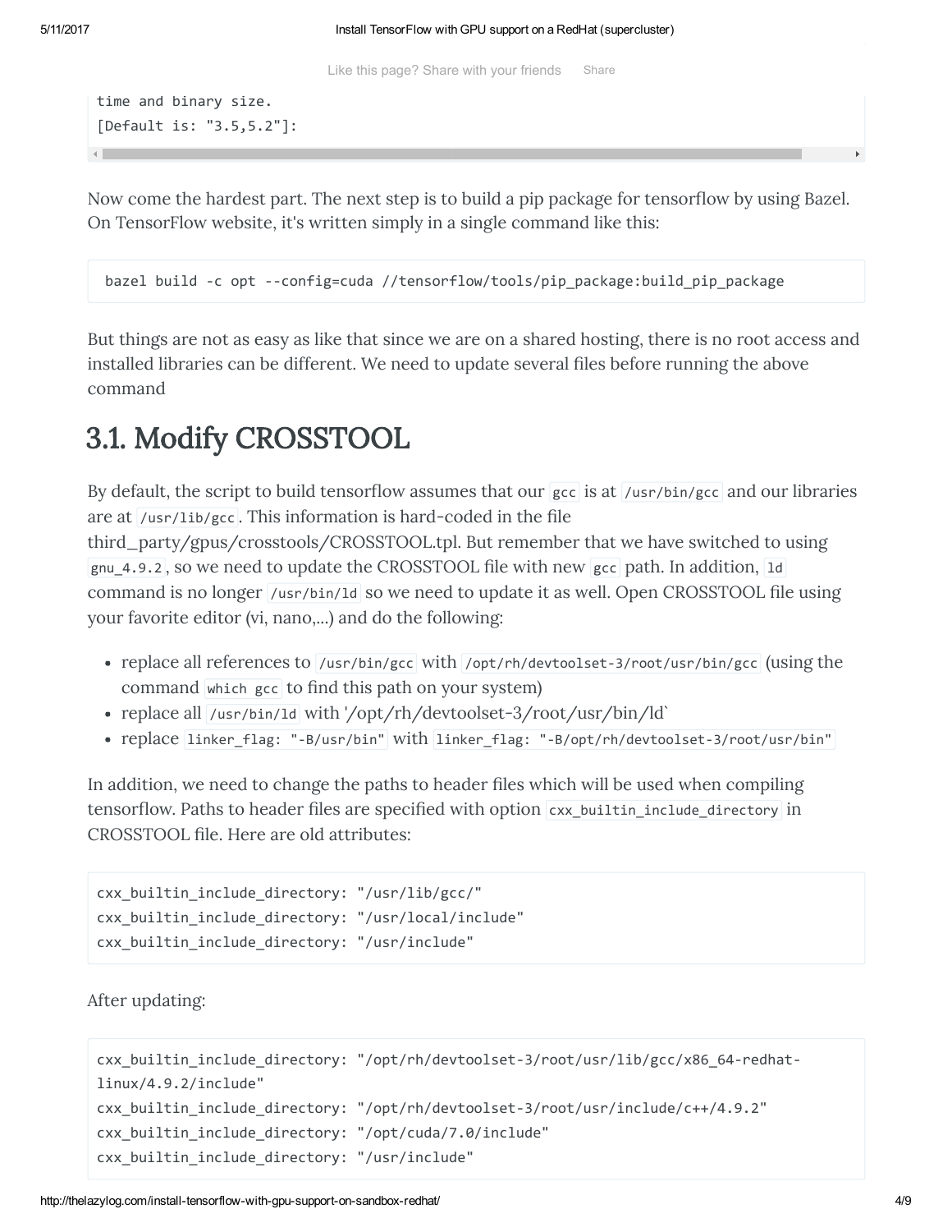```
time and binary size.
[Default is: "3.5,5.2"]:
```

Now come the hardest part. The next step is to build a pip package for tensorflow by using Bazel. On TensorFlow website, it's written simply in a single command like this:

```
bazel build -c opt --config=cuda //tensorflow/tools/pip_package:build_pip_package
```

But things are not as easy as like that since we are on a shared hosting, there is no root access and installed libraries can be different. We need to update several files before running the above command

## 3.1. Modify CROSSTOOL

By default, the script to build tensorflow assumes that our `gcc` is at `/usr/bin/gcc` and our libraries are at `/usr/lib/gcc`. This information is hard-coded in the file third_party/gpus/crosstools/CROSSTOOL.tpl. But remember that we have switched to using `gnu_4.9.2`, so we need to update the CROSSTOOL file with new `gcc` path. In addition, `ld` command is no longer `/usr/bin/ld` so we need to update it as well. Open CROSSTOOL file using your favorite editor (vi, nano,...) and do the following:

- replace all references to `/usr/bin/gcc` with `/opt/rh/devtoolset-3/root/usr/bin/gcc` (using the command `which gcc` to find this path on your system)
- replace all `/usr/bin/ld` with '/opt/rh/devtoolset-3/root/usr/bin/ld`
- replace `linker_flag: "-B/usr/bin"` with `linker_flag: "-B/opt/rh/devtoolset-3/root/usr/bin"`

In addition, we need to change the paths to header files which will be used when compiling tensorflow. Paths to header files are specified with option `cxx_builtin_include_directory` in CROSSTOOL file. Here are old attributes:

```
cxx_builtin_include_directory: "/usr/lib/gcc/"
cxx_builtin_include_directory: "/usr/local/include"
cxx_builtin_include_directory: "/usr/include"
```

After updating:

```
cxx_builtin_include_directory: "/opt/rh/devtoolset-3/root/usr/lib/gcc/x86_64-redhat-linux/4.9.2/include"
cxx_builtin_include_directory: "/opt/rh/devtoolset-3/root/usr/include/c++/4.9.2"
cxx_builtin_include_directory: "/opt/cuda/7.0/include"
cxx_builtin_include_directory: "/usr/include"
```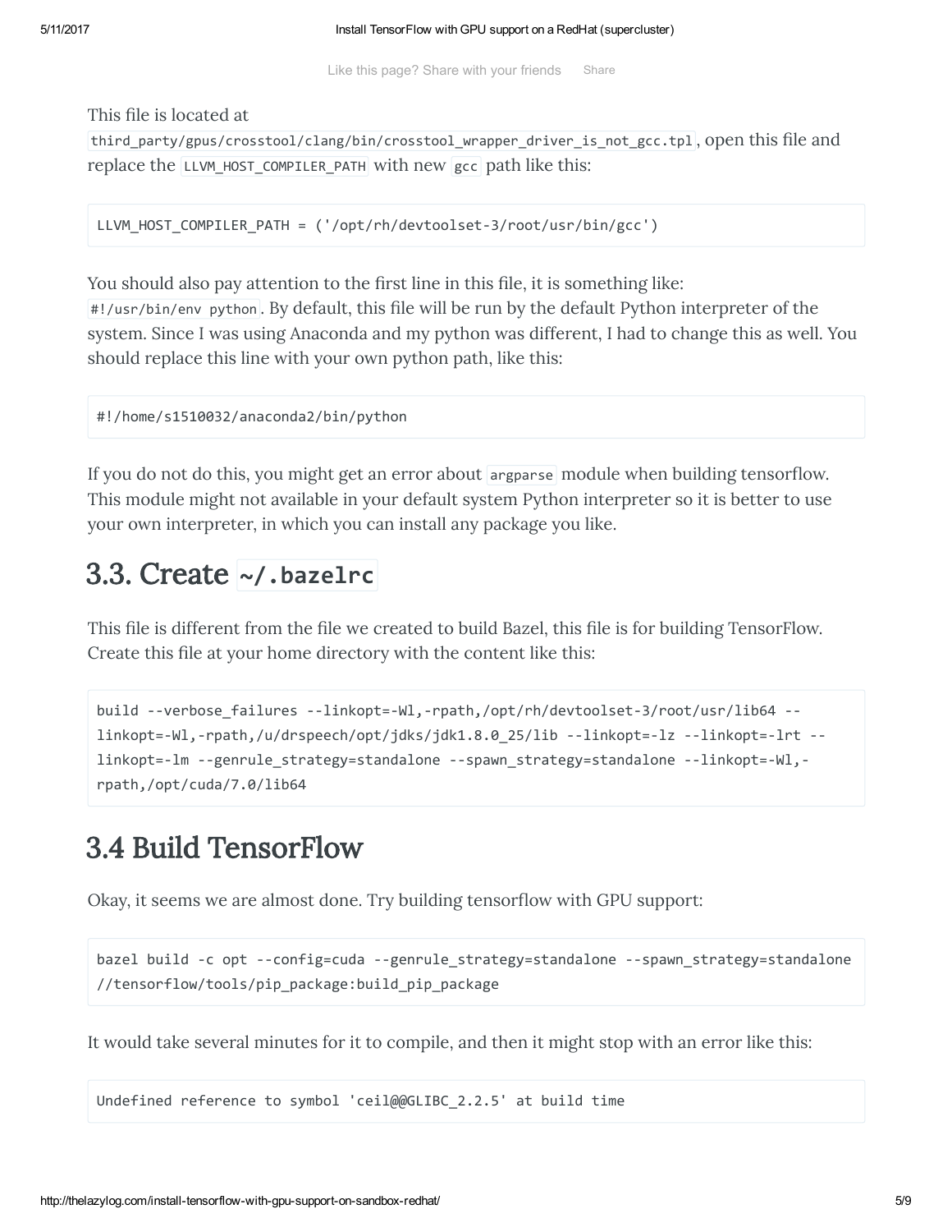Like this page? Share with your friends Share

This file is located at `third_party/gpus/crosstool/clang/bin/crosstool_wrapper_driver_is_not_gcc.tpl`, open this file and replace the `LLVM_HOST_COMPILER_PATH` with new `gcc` path like this:

```
LLVM_HOST_COMPILER_PATH = ('/opt/rh/devtoolset-3/root/usr/bin/gcc')
```

You should also pay attention to the first line in this file, it is something like: `#!/usr/bin/env python`. By default, this file will be run by the default Python interpreter of the system. Since I was using Anaconda and my python was different, I had to change this as well. You should replace this line with your own python path, like this:

```
#!/home/s1510032/anaconda2/bin/python
```

If you do not do this, you might get an error about `argparse` module when building tensorflow. This module might not available in your default system Python interpreter so it is better to use your own interpreter, in which you can install any package you like.

## 3.3. Create `~/.bazelrc`

This file is different from the file we created to build Bazel, this file is for building TensorFlow. Create this file at your home directory with the content like this:

```
build --verbose_failures --linkopt=-Wl,-rpath,/opt/rh/devtoolset-3/root/usr/lib64 --linkopt=-Wl,-rpath,/u/drspeech/opt/jdks/jdk1.8.0_25/lib --linkopt=-lz --linkopt=-lrt --linkopt=-lm --genrule_strategy=standalone --spawn_strategy=standalone --linkopt=-Wl,-rpath,/opt/cuda/7.0/lib64
```

## 3.4 Build TensorFlow

Okay, it seems we are almost done. Try building tensorflow with GPU support:

```
bazel build -c opt --config=cuda --genrule_strategy=standalone --spawn_strategy=standalone //tensorflow/tools/pip_package:build_pip_package
```

It would take several minutes for it to compile, and then it might stop with an error like this:

```
Undefined reference to symbol 'ceil@@GLIBC_2.2.5' at build time
```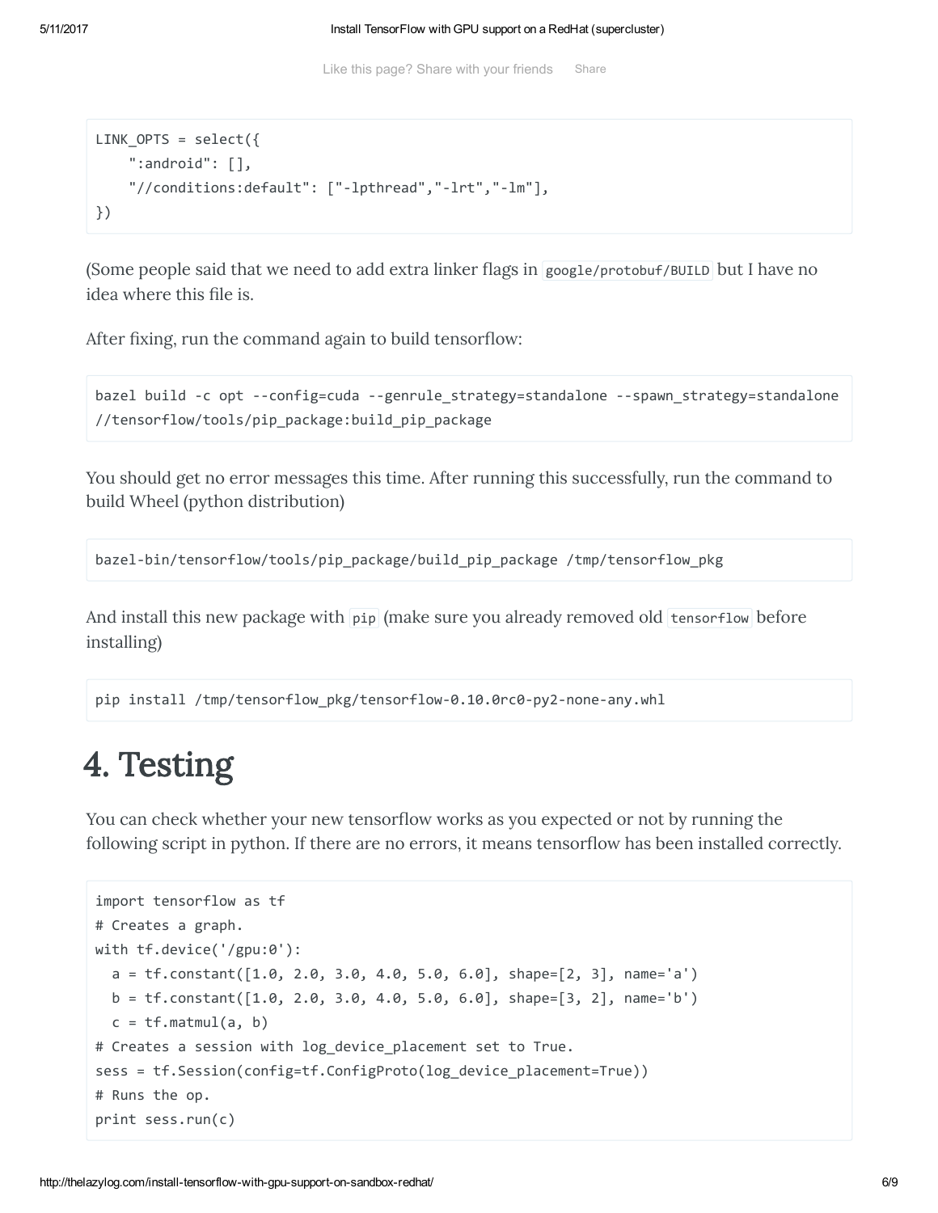```
LINK_OPTS = select({
    ":android": [],
    "//conditions:default": ["-lpthread","-lrt","-lm"],
})
```

(Some people said that we need to add extra linker flags in `google/protobuf/BUILD` but I have no idea where this file is.

After fixing, run the command again to build tensorflow:

```
bazel build -c opt --config=cuda --genrule_strategy=standalone --spawn_strategy=standalone
//tensorflow/tools/pip_package:build_pip_package
```

You should get no error messages this time. After running this successfully, run the command to build Wheel (python distribution)

```
bazel-bin/tensorflow/tools/pip_package/build_pip_package /tmp/tensorflow_pkg
```

And install this new package with `pip` (make sure you already removed old `tensorflow` before installing)

```
pip install /tmp/tensorflow_pkg/tensorflow-0.10.0rc0-py2-none-any.whl
```

# 4. Testing

You can check whether your new tensorflow works as you expected or not by running the following script in python. If there are no errors, it means tensorflow has been installed correctly.

```
import tensorflow as tf
# Creates a graph.
with tf.device('/gpu:0'):
  a = tf.constant([1.0, 2.0, 3.0, 4.0, 5.0, 6.0], shape=[2, 3], name='a')
  b = tf.constant([1.0, 2.0, 3.0, 4.0, 5.0, 6.0], shape=[3, 2], name='b')
  c = tf.matmul(a, b)
# Creates a session with log_device_placement set to True.
sess = tf.Session(config=tf.ConfigProto(log_device_placement=True))
# Runs the op.
print sess.run(c)
```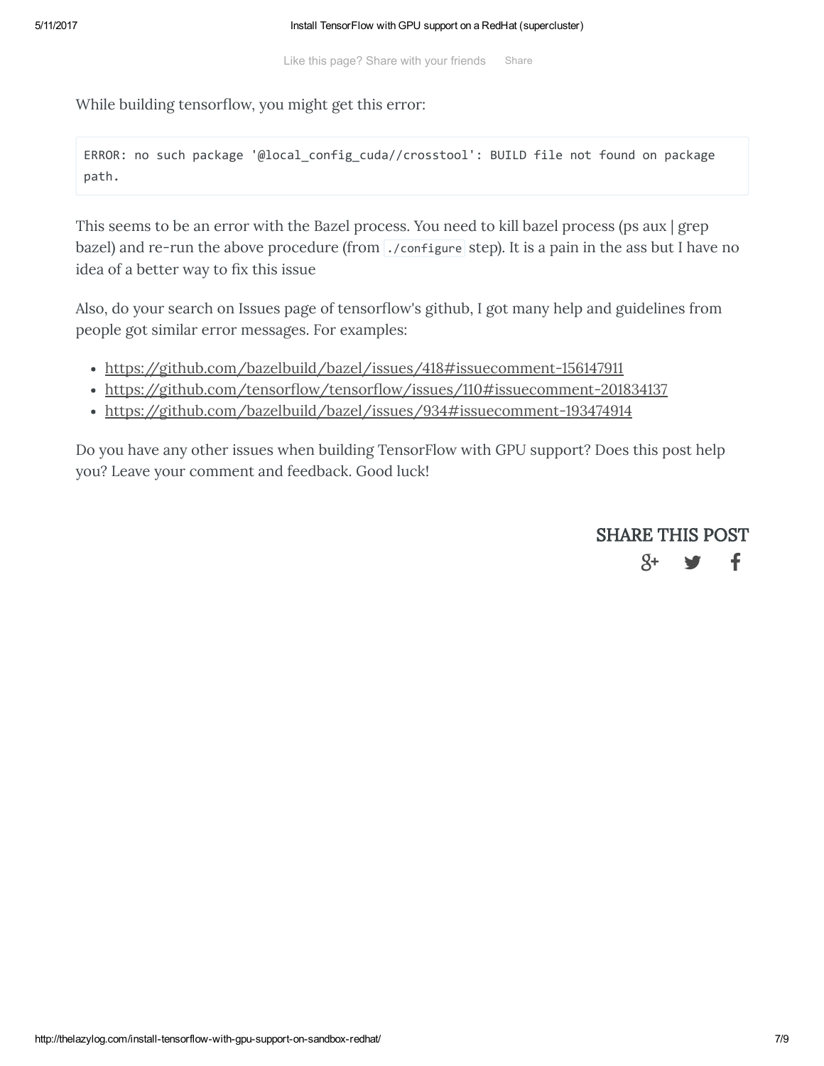Like this page? Share with your friends Share

While building tensorflow, you might get this error:

```
ERROR: no such package '@local_config_cuda//crosstool': BUILD file not found on package path.
```

This seems to be an error with the Bazel process. You need to kill bazel process (ps aux | grep bazel) and re-run the above procedure (from `./configure` step). It is a pain in the ass but I have no idea of a better way to fix this issue

Also, do your search on Issues page of tensorflow's github, I got many help and guidelines from people got similar error messages. For examples:

- https://github.com/bazelbuild/bazel/issues/418#issuecomment-156147911
- https://github.com/tensorflow/tensorflow/issues/110#issuecomment-201834137
- https://github.com/bazelbuild/bazel/issues/934#issuecomment-193474914

Do you have any other issues when building TensorFlow with GPU support? Does this post help you? Leave your comment and feedback. Good luck!

SHARE THIS POST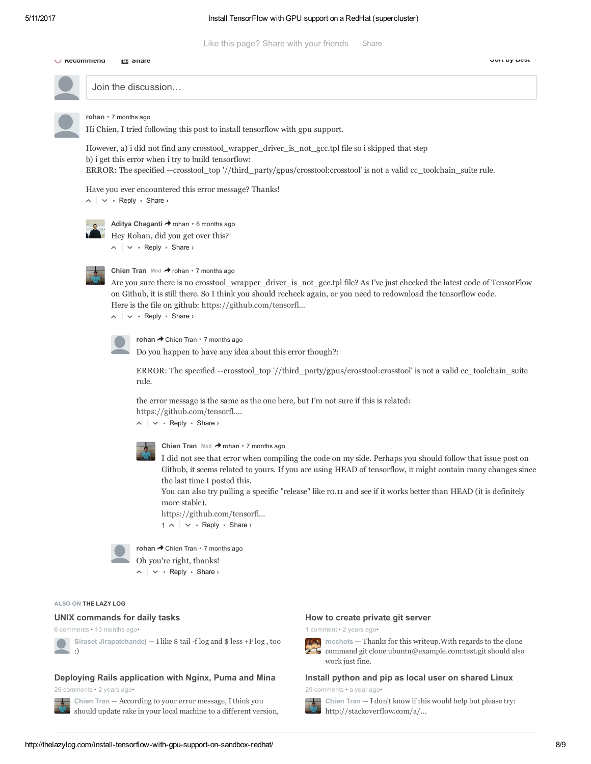Like this page? Share with your friends Share

Recommend Share Sort by Best

Join the discussion…

**rohan** • 7 months ago

Hi Chien, I tried following this post to install tensorflow with gpu support.

However, a) i did not find any crosstool_wrapper_driver_is_not_gcc.tpl file so i skipped that step
b) i get this error when i try to build tensorflow:
ERROR: The specified --crosstool_top '//third_party/gpus/crosstool:crosstool' is not a valid cc_toolchain_suite rule.

Have you ever encountered this error message? Thanks!

Reply • Share ›

> **Aditya Chaganti** → rohan • 6 months ago
>
> Hey Rohan, did you get over this?
>
> Reply • Share ›

> **Chien Tran** Mod → rohan • 7 months ago
>
> Are you sure there is no crosstool_wrapper_driver_is_not_gcc.tpl file? As I've just checked the latest code of TensorFlow on Github, it is still there. So I think you should recheck again, or you need to redownload the tensorflow code.
> Here is the file on github: https://github.com/tensorfl...
>
> Reply • Share ›

>> **rohan** → Chien Tran • 7 months ago
>>
>> Do you happen to have any idea about this error though?:
>>
>> ERROR: The specified --crosstool_top '//third_party/gpus/crosstool:crosstool' is not a valid cc_toolchain_suite rule.
>>
>> the error message is the same as the one here, but I'm not sure if this is related:
>> https://github.com/tensorfl....
>>
>> Reply • Share ›

>>> **Chien Tran** Mod → rohan • 7 months ago
>>>
>>> I did not see that error when compiling the code on my side. Perhaps you should follow that issue post on Github, it seems related to yours. If you are using HEAD of tensorflow, it might contain many changes since the last time I posted this.
>>> You can also try pulling a specific "release" like r0.11 and see if it works better than HEAD (it is definitely more stable).
>>> https://github.com/tensorfl...
>>>
>>> 1 Reply • Share ›

>> **rohan** → Chien Tran • 7 months ago
>>
>> Oh you're right, thanks!
>>
>> Reply • Share ›

ALSO ON **THE LAZY LOG**

**UNIX commands for daily tasks**

6 comments • 10 months ago•

Siraset Jirapatchandej — I like $ tail -f log and $ less +F log , too :)

**How to create private git server**

1 comment • 2 years ago•

mcchots — Thanks for this writeup.With regards to the clone command git clone ubuntu@example.com:test.git should also work just fine.

**Deploying Rails application with Nginx, Puma and Mina**

26 comments • 2 years ago•

Chien Tran — According to your error message, I think you should update rake in your local machine to a different version,

**Install python and pip as local user on shared Linux**

29 comments • a year ago•

Chien Tran — I don't know if this would help but please try: http://stackoverflow.com/a/...